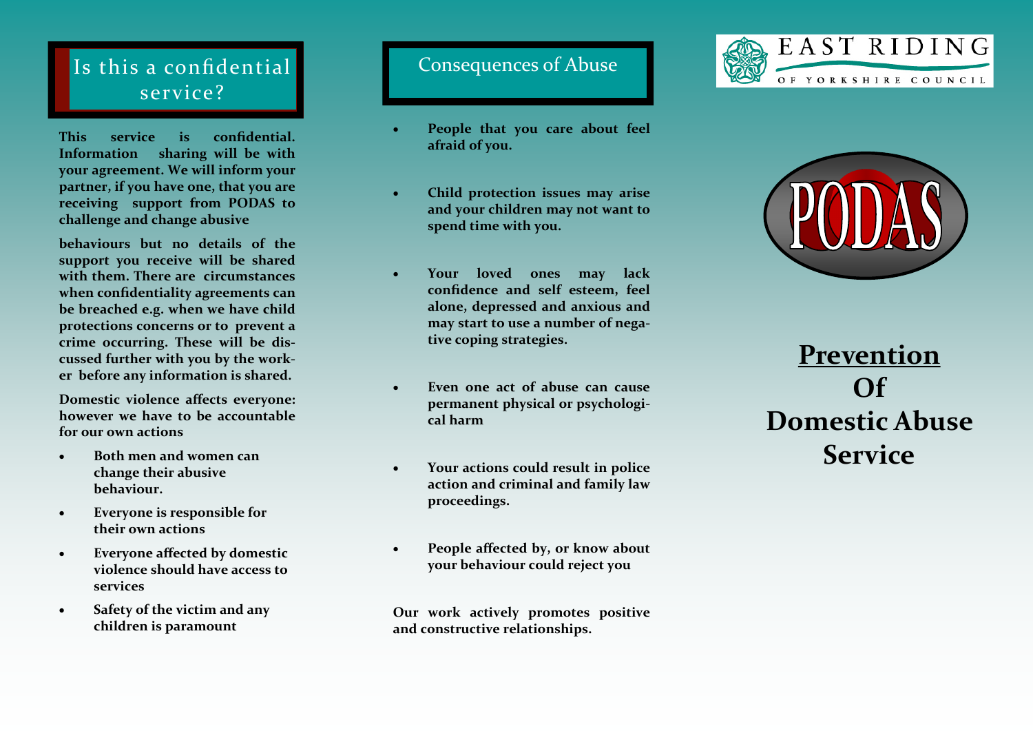## Is this a confidential service?

**This service is confidential. Information sharing will be with your agreement. We will inform your partner, if you have one, that you are receiving support from PODAS to challenge and change abusive behaviours but no details of the support you receive will be shared with them. There are circumstances when confidentiality agreements can be breached e.g. when we have child protections concerns or to prevent a crime occurring. These will be discussed further with you by the worker before any information is shared.**

**Domestic violence affects everyone: however we have to be accountable for our own actions**

- **Both men and women can change their abusive behaviour.**
- **Everyone is responsible for their own actions**
- **Everyone affected by domestic violence should have access to services**
- **Safety of the victim and any children is paramount**

## Consequences of Abuse

- **People that you care about feel afraid of you.**
- **Child protection issues may arise and your children may not want to spend time with you.**
- **Your loved ones may lack confidence and self esteem, feel alone, depressed and anxious and may start to use a number of negative coping strategies.**
- **Even one act of abuse can cause permanent physical or psychological harm**
- **Your actions could result in police action and criminal and family law proceedings.**
- **People affected by, or know about your behaviour could reject you**

**Our work actively promotes positive and constructive relationships.**

EAST RIDING OF YORKSHIRE COUNCIL

PODAS

# Prevention Of Domestic Abuse Service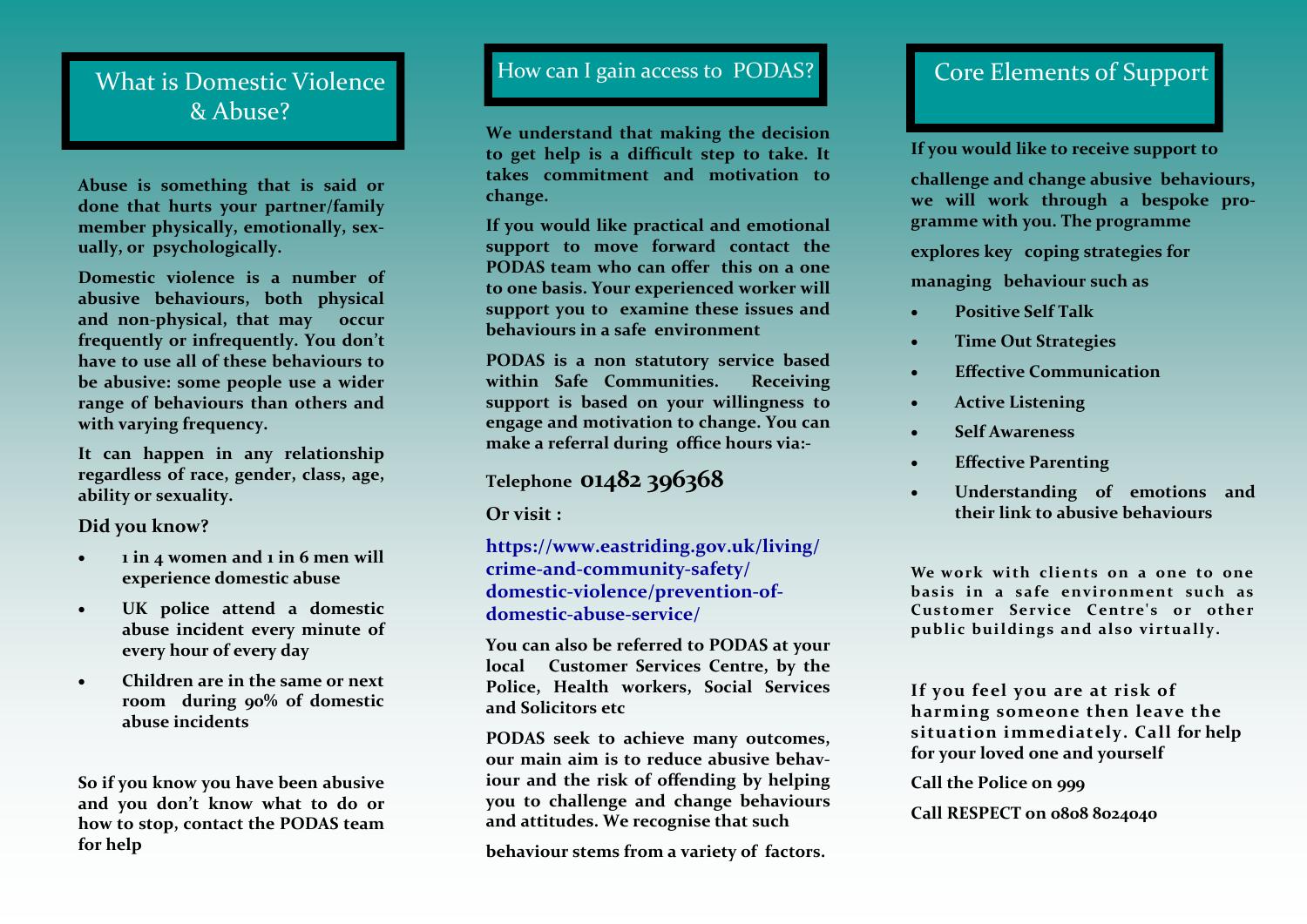## What is Domestic Violence & Abuse?

**Abuse is something that is said or done that hurts your partner/family member physically, emotionally, sexually, or psychologically.**

**Domestic violence is a number of abusive behaviours, both physical and non-physical, that may occur frequently or infrequently. You don't have to use all of these behaviours to be abusive: some people use a wider range of behaviours than others and with varying frequency.**

**It can happen in any relationship regardless of race, gender, class, age, ability or sexuality.**

**Did you know?**

- **1 in 4 women and 1 in 6 men will experience domestic abuse**
- **UK police attend a domestic abuse incident every minute of every hour of every day**
- **Children are in the same or next room during 90% of domestic abuse incidents**

**So if you know you have been abusive and you don't know what to do or how to stop, contact the PODAS team for help**

## How can I gain access to PODAS?

**We understand that making the decision to get help is a difficult step to take. It takes commitment and motivation to change.**

**If you would like practical and emotional support to move forward contact the PODAS team who can offer this on a one to one basis. Your experienced worker will support you to examine these issues and behaviours in a safe environment**

**PODAS is a non statutory service based within Safe Communities. Receiving support is based on your willingness to engage and motivation to change. You can make a referral during office hours via:-**

**Telephone 01482 396368**

**Or visit :**

**https://www.eastriding.gov.uk/living/crime-and-community-safety/domestic-violence/prevention-of-domestic-abuse-service/**

**You can also be referred to PODAS at your local Customer Services Centre, by the Police, Health workers, Social Services and Solicitors etc**

**PODAS seek to achieve many outcomes, our main aim is to reduce abusive behaviour and the risk of offending by helping you to challenge and change behaviours and attitudes. We recognise that such**

**behaviour stems from a variety of factors.**

## Core Elements of Support

**If you would like to receive support to**

**challenge and change abusive behaviours, we will work through a bespoke programme with you. The programme**

**explores key coping strategies for**

**managing behaviour such as**

- **Positive Self Talk**
- **Time Out Strategies**
- **Effective Communication**
- **Active Listening**
- **Self Awareness**
- **Effective Parenting**
- **Understanding of emotions and their link to abusive behaviours**

**We work with clients on a one to one basis in a safe environment such as Customer Service Centre's or other public buildings and also virtually.**

**If you feel you are at risk of harming someone then leave the situation immediately. Call for help for your loved one and yourself**

**Call the Police on 999**

**Call RESPECT on 0808 8024040**